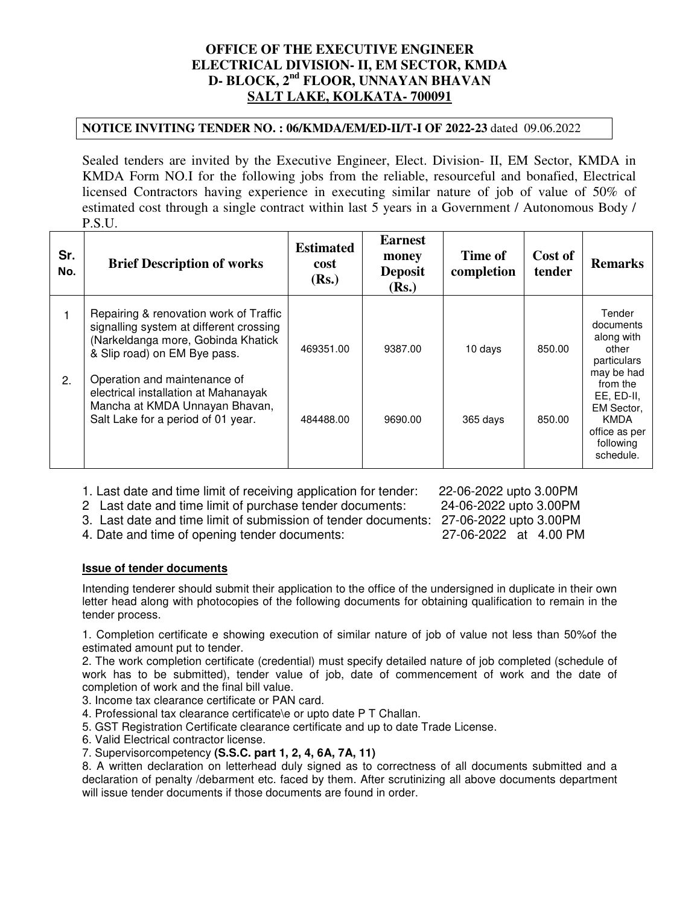**OFFICE OF THE EXECUTIVE ENGINEER**
**ELECTRICAL DIVISION- II, EM SECTOR, KMDA**
**D- BLOCK, 2nd FLOOR, UNNAYAN BHAVAN**
**SALT LAKE, KOLKATA- 700091**

**NOTICE INVITING TENDER NO. : 06/KMDA/EM/ED-II/T-I OF 2022-23** dated 09.06.2022

Sealed tenders are invited by the Executive Engineer, Elect. Division- II, EM Sector, KMDA in KMDA Form NO.I for the following jobs from the reliable, resourceful and bonafied, Electrical licensed Contractors having experience in executing similar nature of job of value of 50% of estimated cost through a single contract within last 5 years in a Government / Autonomous Body / P.S.U.

| Sr. No. | Brief Description of works | Estimated cost (Rs.) | Earnest money Deposit (Rs.) | Time of completion | Cost of tender | Remarks |
|---|---|---|---|---|---|---|
| 1 | Repairing & renovation work of Traffic signalling system at different crossing (Narkeldanga more, Gobinda Khatick & Slip road) on EM Bye pass. | 469351.00 | 9387.00 | 10 days | 850.00 | Tender documents along with other particulars may be had from the EE, ED-II, EM Sector, KMDA office as per following schedule. |
| 2. | Operation and maintenance of electrical installation at Mahanayak Mancha at KMDA Unnayan Bhavan, Salt Lake for a period of 01 year. | 484488.00 | 9690.00 | 365 days | 850.00 | |

1. Last date and time limit of receiving application for tender: 22-06-2022 upto 3.00PM
2. Last date and time limit of purchase tender documents: 24-06-2022 upto 3.00PM
3. Last date and time limit of submission of tender documents: 27-06-2022 upto 3.00PM
4. Date and time of opening tender documents: 27-06-2022 at 4.00 PM

**Issue of tender documents**

Intending tenderer should submit their application to the office of the undersigned in duplicate in their own letter head along with photocopies of the following documents for obtaining qualification to remain in the tender process.

1. Completion certificate e showing execution of similar nature of job of value not less than 50%of the estimated amount put to tender.
2. The work completion certificate (credential) must specify detailed nature of job completed (schedule of work has to be submitted), tender value of job, date of commencement of work and the date of completion of work and the final bill value.
3. Income tax clearance certificate or PAN card.
4. Professional tax clearance certificate\e or upto date P T Challan.
5. GST Registration Certificate clearance certificate and up to date Trade License.
6. Valid Electrical contractor license.
7. Supervisorcompetency **(S.S.C. part 1, 2, 4, 6A, 7A, 11)**
8. A written declaration on letterhead duly signed as to correctness of all documents submitted and a declaration of penalty /debarment etc. faced by them. After scrutinizing all above documents department will issue tender documents if those documents are found in order.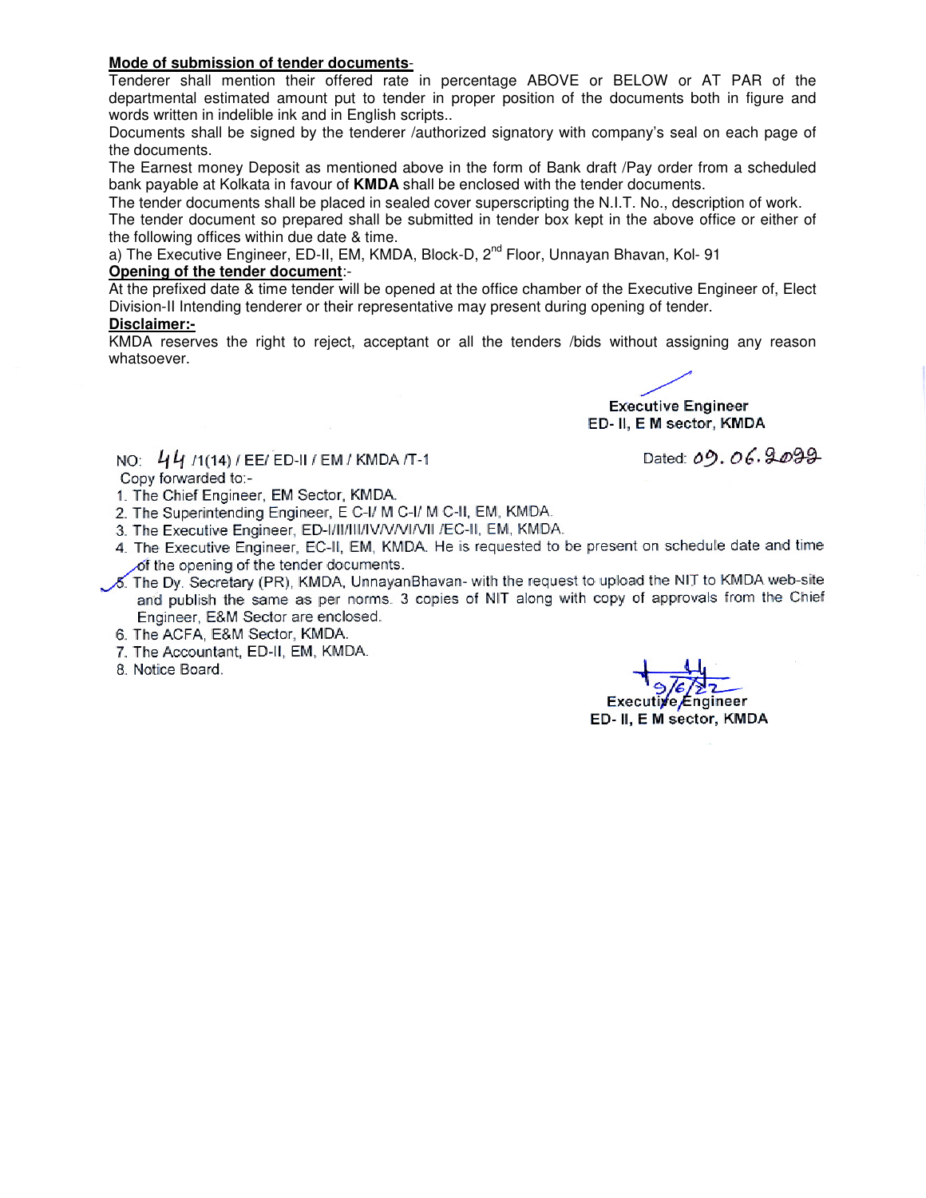**Mode of submission of tender documents**-

Tenderer shall mention their offered rate in percentage ABOVE or BELOW or AT PAR of the departmental estimated amount put to tender in proper position of the documents both in figure and words written in indelible ink and in English scripts..

Documents shall be signed by the tenderer /authorized signatory with company's seal on each page of the documents.

The Earnest money Deposit as mentioned above in the form of Bank draft /Pay order from a scheduled bank payable at Kolkata in favour of **KMDA** shall be enclosed with the tender documents.

The tender documents shall be placed in sealed cover superscripting the N.I.T. No., description of work.

The tender document so prepared shall be submitted in tender box kept in the above office or either of the following offices within due date & time.

a) The Executive Engineer, ED-II, EM, KMDA, Block-D, 2nd Floor, Unnayan Bhavan, Kol- 91

**Opening of the tender document**:-

At the prefixed date & time tender will be opened at the office chamber of the Executive Engineer of, Elect Division-II Intending tenderer or their representative may present during opening of tender.

**Disclaimer:-**

KMDA reserves the right to reject, acceptant or all the tenders /bids without assigning any reason whatsoever.

Executive Engineer
ED- II, E M sector, KMDA

NO: 44 /1(14) / EE/ ED-II / EM / KMDA /T-1 Dated: 09.06.2022

Copy forwarded to:-

1. The Chief Engineer, EM Sector, KMDA.
2. The Superintending Engineer, E C-I/ M C-I/ M C-II, EM, KMDA.
3. The Executive Engineer, ED-I/II/III/IV/V/VI/VII /EC-II, EM, KMDA.
4. The Executive Engineer, EC-II, EM, KMDA. He is requested to be present on schedule date and time of the opening of the tender documents.
5. The Dy. Secretary (PR), KMDA, UnnayanBhavan- with the request to upload the NIT to KMDA web-site and publish the same as per norms. 3 copies of NIT along with copy of approvals from the Chief Engineer, E&M Sector are enclosed.
6. The ACFA, E&M Sector, KMDA.
7. The Accountant, ED-II, EM, KMDA.
8. Notice Board.

9/6/22

Executive Engineer
ED- II, E M sector, KMDA